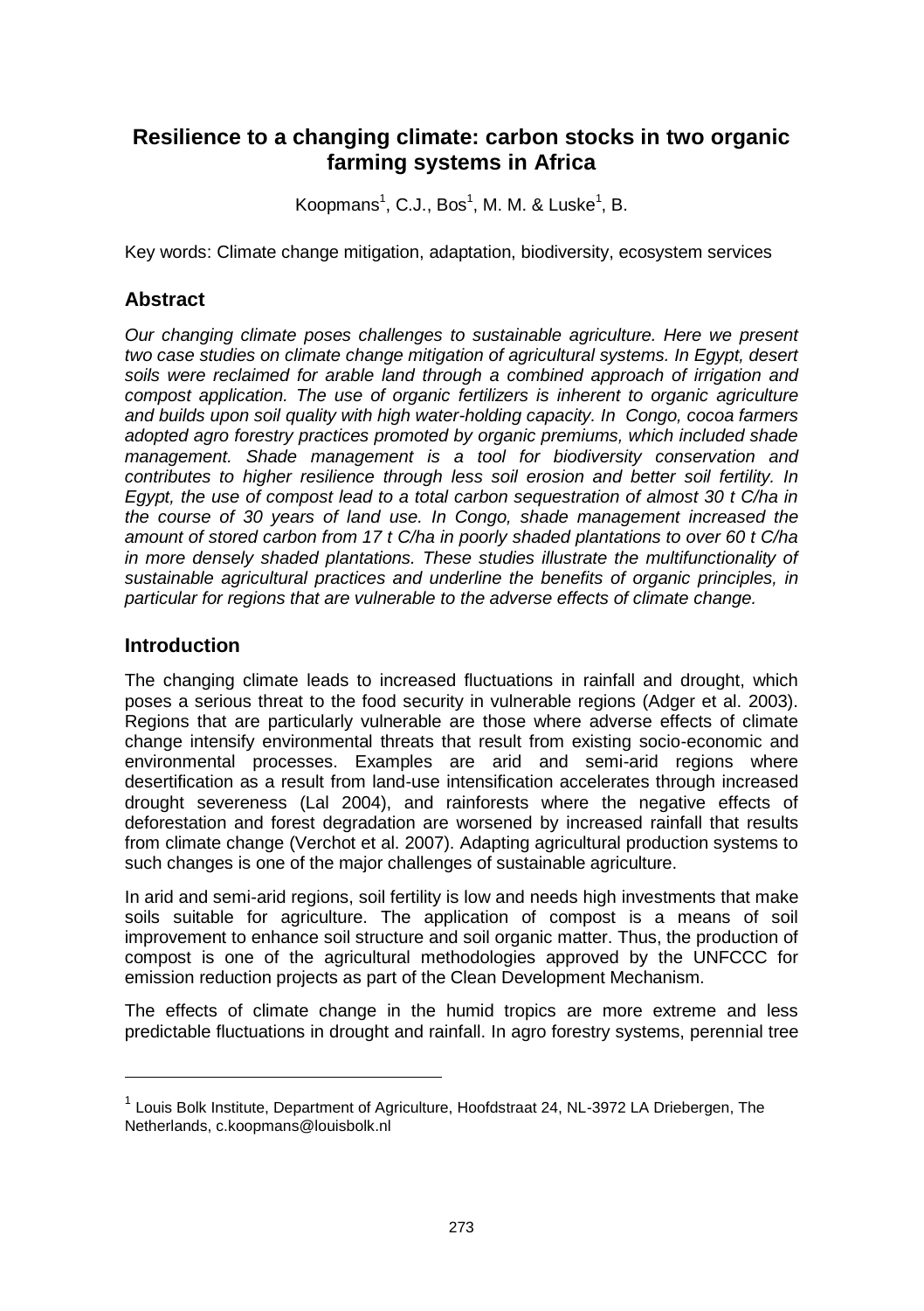# Resilience to a changing climate: carbon stocks in two organic farming systems in Africa

Koopmans[1], C.J., Bos[1], M. M. & Luske[1], B.

Key words: Climate change mitigation, adaptation, biodiversity, ecosystem services

## Abstract

*Our changing climate poses challenges to sustainable agriculture. Here we present two case studies on climate change mitigation of agricultural systems. In Egypt, desert soils were reclaimed for arable land through a combined approach of irrigation and compost application. The use of organic fertilizers is inherent to organic agriculture and builds upon soil quality with high water-holding capacity. In Congo, cocoa farmers adopted agro forestry practices promoted by organic premiums, which included shade management. Shade management is a tool for biodiversity conservation and contributes to higher resilience through less soil erosion and better soil fertility. In Egypt, the use of compost lead to a total carbon sequestration of almost 30 t C/ha in the course of 30 years of land use. In Congo, shade management increased the amount of stored carbon from 17 t C/ha in poorly shaded plantations to over 60 t C/ha in more densely shaded plantations. These studies illustrate the multifunctionality of sustainable agricultural practices and underline the benefits of organic principles, in particular for regions that are vulnerable to the adverse effects of climate change.*

## Introduction

The changing climate leads to increased fluctuations in rainfall and drought, which poses a serious threat to the food security in vulnerable regions (Adger et al. 2003). Regions that are particularly vulnerable are those where adverse effects of climate change intensify environmental threats that result from existing socio-economic and environmental processes. Examples are arid and semi-arid regions where desertification as a result from land-use intensification accelerates through increased drought severeness (Lal 2004), and rainforests where the negative effects of deforestation and forest degradation are worsened by increased rainfall that results from climate change (Verchot et al. 2007). Adapting agricultural production systems to such changes is one of the major challenges of sustainable agriculture.

In arid and semi-arid regions, soil fertility is low and needs high investments that make soils suitable for agriculture. The application of compost is a means of soil improvement to enhance soil structure and soil organic matter. Thus, the production of compost is one of the agricultural methodologies approved by the UNFCCC for emission reduction projects as part of the Clean Development Mechanism.

The effects of climate change in the humid tropics are more extreme and less predictable fluctuations in drought and rainfall. In agro forestry systems, perennial tree

[1] Louis Bolk Institute, Department of Agriculture, Hoofdstraat 24, NL-3972 LA Driebergen, The Netherlands, c.koopmans@louisbolk.nl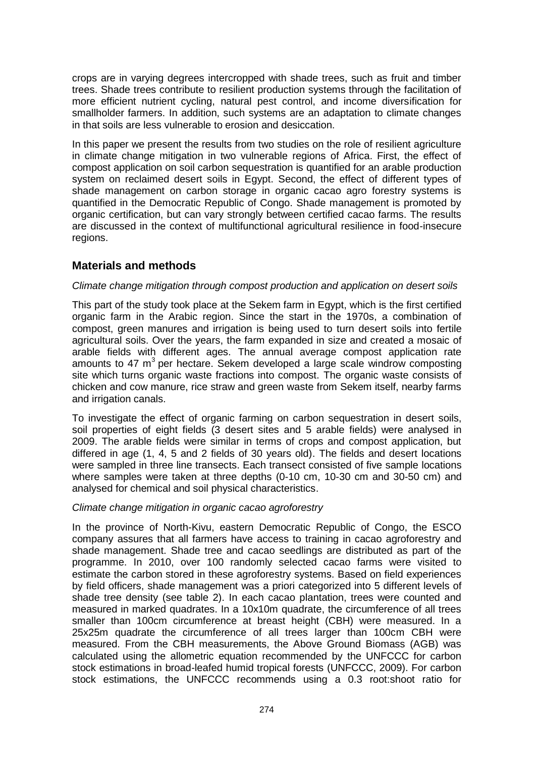crops are in varying degrees intercropped with shade trees, such as fruit and timber trees. Shade trees contribute to resilient production systems through the facilitation of more efficient nutrient cycling, natural pest control, and income diversification for smallholder farmers. In addition, such systems are an adaptation to climate changes in that soils are less vulnerable to erosion and desiccation.

In this paper we present the results from two studies on the role of resilient agriculture in climate change mitigation in two vulnerable regions of Africa. First, the effect of compost application on soil carbon sequestration is quantified for an arable production system on reclaimed desert soils in Egypt. Second, the effect of different types of shade management on carbon storage in organic cacao agro forestry systems is quantified in the Democratic Republic of Congo. Shade management is promoted by organic certification, but can vary strongly between certified cacao farms. The results are discussed in the context of multifunctional agricultural resilience in food-insecure regions.

## Materials and methods

*Climate change mitigation through compost production and application on desert soils*

This part of the study took place at the Sekem farm in Egypt, which is the first certified organic farm in the Arabic region. Since the start in the 1970s, a combination of compost, green manures and irrigation is being used to turn desert soils into fertile agricultural soils. Over the years, the farm expanded in size and created a mosaic of arable fields with different ages. The annual average compost application rate amounts to 47 $m^3$ per hectare. Sekem developed a large scale windrow composting site which turns organic waste fractions into compost. The organic waste consists of chicken and cow manure, rice straw and green waste from Sekem itself, nearby farms and irrigation canals.

To investigate the effect of organic farming on carbon sequestration in desert soils, soil properties of eight fields (3 desert sites and 5 arable fields) were analysed in 2009. The arable fields were similar in terms of crops and compost application, but differed in age (1, 4, 5 and 2 fields of 30 years old). The fields and desert locations were sampled in three line transects. Each transect consisted of five sample locations where samples were taken at three depths (0-10 cm, 10-30 cm and 30-50 cm) and analysed for chemical and soil physical characteristics.

*Climate change mitigation in organic cacao agroforestry*

In the province of North-Kivu, eastern Democratic Republic of Congo, the ESCO company assures that all farmers have access to training in cacao agroforestry and shade management. Shade tree and cacao seedlings are distributed as part of the programme. In 2010, over 100 randomly selected cacao farms were visited to estimate the carbon stored in these agroforestry systems. Based on field experiences by field officers, shade management was a priori categorized into 5 different levels of shade tree density (see table 2). In each cacao plantation, trees were counted and measured in marked quadrates. In a 10x10m quadrate, the circumference of all trees smaller than 100cm circumference at breast height (CBH) were measured. In a 25x25m quadrate the circumference of all trees larger than 100cm CBH were measured. From the CBH measurements, the Above Ground Biomass (AGB) was calculated using the allometric equation recommended by the UNFCCC for carbon stock estimations in broad-leafed humid tropical forests (UNFCCC, 2009). For carbon stock estimations, the UNFCCC recommends using a 0.3 root:shoot ratio for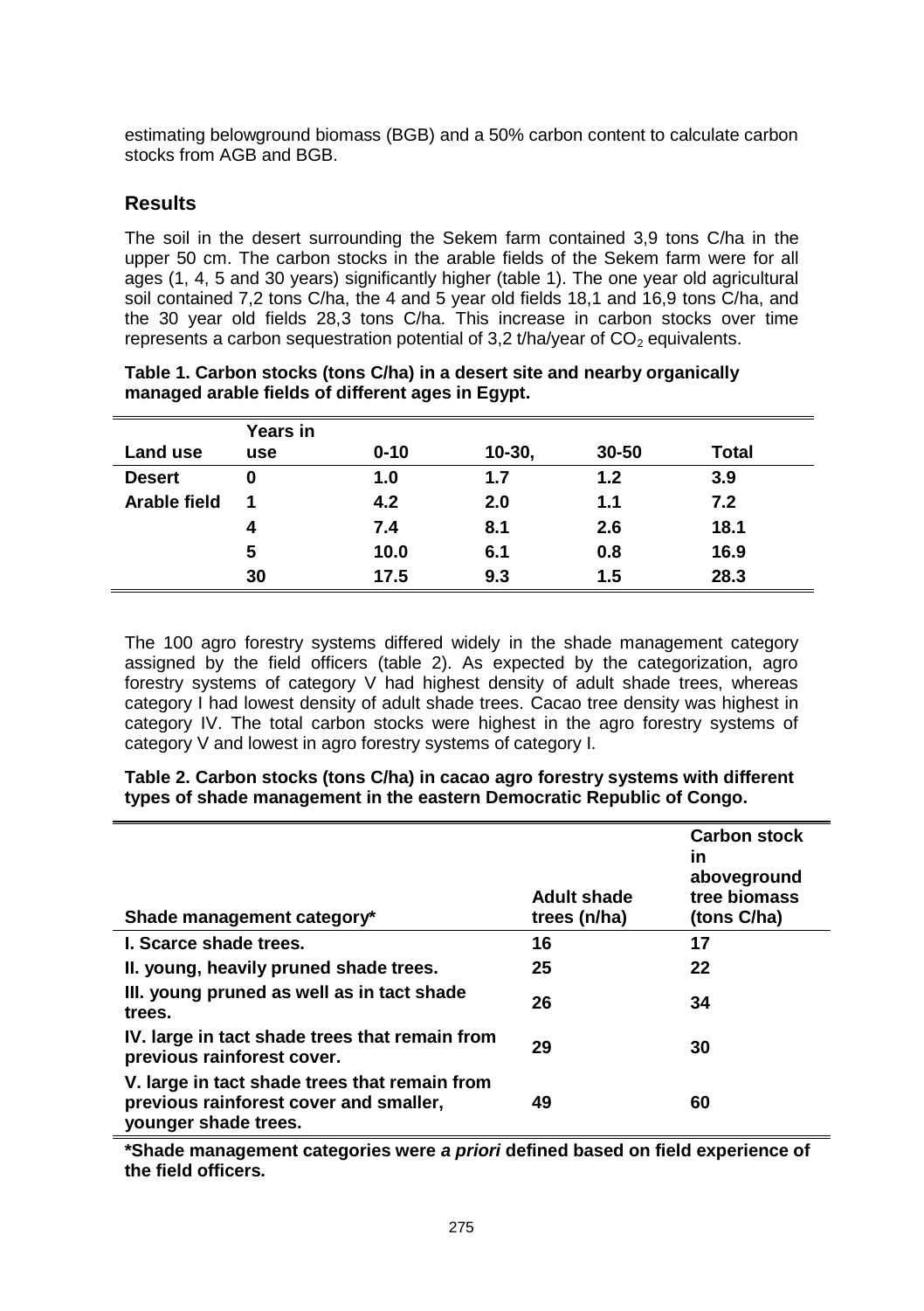estimating belowground biomass (BGB) and a 50% carbon content to calculate carbon stocks from AGB and BGB.

## Results

The soil in the desert surrounding the Sekem farm contained 3,9 tons C/ha in the upper 50 cm. The carbon stocks in the arable fields of the Sekem farm were for all ages (1, 4, 5 and 30 years) significantly higher (table 1). The one year old agricultural soil contained 7,2 tons C/ha, the 4 and 5 year old fields 18,1 and 16,9 tons C/ha, and the 30 year old fields 28,3 tons C/ha. This increase in carbon stocks over time represents a carbon sequestration potential of 3,2 t/ha/year of $CO_2$ equivalents.

**Table 1. Carbon stocks (tons C/ha) in a desert site and nearby organically managed arable fields of different ages in Egypt.**

| Land use | Years in use | 0-10 | 10-30, | 30-50 | Total |
|---|---|---|---|---|---|
| **Desert** | **0** | **1.0** | **1.7** | **1.2** | **3.9** |
| **Arable field** | **1** | **4.2** | **2.0** | **1.1** | **7.2** |
| | **4** | **7.4** | **8.1** | **2.6** | **18.1** |
| | **5** | **10.0** | **6.1** | **0.8** | **16.9** |
| | **30** | **17.5** | **9.3** | **1.5** | **28.3** |

The 100 agro forestry systems differed widely in the shade management category assigned by the field officers (table 2). As expected by the categorization, agro forestry systems of category V had highest density of adult shade trees, whereas category I had lowest density of adult shade trees. Cacao tree density was highest in category IV. The total carbon stocks were highest in the agro forestry systems of category V and lowest in agro forestry systems of category I.

**Table 2. Carbon stocks (tons C/ha) in cacao agro forestry systems with different types of shade management in the eastern Democratic Republic of Congo.**

| Shade management category* | Adult shade trees (n/ha) | Carbon stock in aboveground tree biomass (tons C/ha) |
|---|---|---|
| **I. Scarce shade trees.** | **16** | **17** |
| **II. young, heavily pruned shade trees.** | **25** | **22** |
| **III. young pruned as well as in tact shade trees.** | **26** | **34** |
| **IV. large in tact shade trees that remain from previous rainforest cover.** | **29** | **30** |
| **V. large in tact shade trees that remain from previous rainforest cover and smaller, younger shade trees.** | **49** | **60** |

**\*Shade management categories were *a priori* defined based on field experience of the field officers.**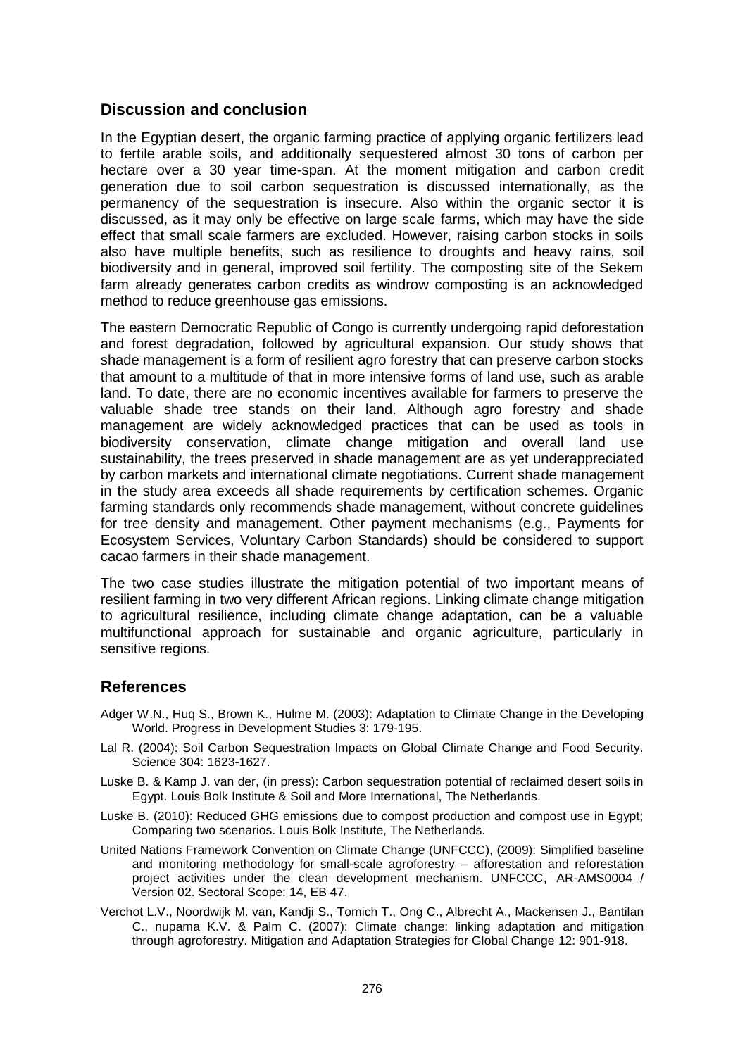## Discussion and conclusion

In the Egyptian desert, the organic farming practice of applying organic fertilizers lead to fertile arable soils, and additionally sequestered almost 30 tons of carbon per hectare over a 30 year time-span. At the moment mitigation and carbon credit generation due to soil carbon sequestration is discussed internationally, as the permanency of the sequestration is insecure. Also within the organic sector it is discussed, as it may only be effective on large scale farms, which may have the side effect that small scale farmers are excluded. However, raising carbon stocks in soils also have multiple benefits, such as resilience to droughts and heavy rains, soil biodiversity and in general, improved soil fertility. The composting site of the Sekem farm already generates carbon credits as windrow composting is an acknowledged method to reduce greenhouse gas emissions.

The eastern Democratic Republic of Congo is currently undergoing rapid deforestation and forest degradation, followed by agricultural expansion. Our study shows that shade management is a form of resilient agro forestry that can preserve carbon stocks that amount to a multitude of that in more intensive forms of land use, such as arable land. To date, there are no economic incentives available for farmers to preserve the valuable shade tree stands on their land. Although agro forestry and shade management are widely acknowledged practices that can be used as tools in biodiversity conservation, climate change mitigation and overall land use sustainability, the trees preserved in shade management are as yet underappreciated by carbon markets and international climate negotiations. Current shade management in the study area exceeds all shade requirements by certification schemes. Organic farming standards only recommends shade management, without concrete guidelines for tree density and management. Other payment mechanisms (e.g., Payments for Ecosystem Services, Voluntary Carbon Standards) should be considered to support cacao farmers in their shade management.

The two case studies illustrate the mitigation potential of two important means of resilient farming in two very different African regions. Linking climate change mitigation to agricultural resilience, including climate change adaptation, can be a valuable multifunctional approach for sustainable and organic agriculture, particularly in sensitive regions.

## References

Adger W.N., Huq S., Brown K., Hulme M. (2003): Adaptation to Climate Change in the Developing World. Progress in Development Studies 3: 179-195.

Lal R. (2004): Soil Carbon Sequestration Impacts on Global Climate Change and Food Security. Science 304: 1623-1627.

Luske B. & Kamp J. van der, (in press): Carbon sequestration potential of reclaimed desert soils in Egypt. Louis Bolk Institute & Soil and More International, The Netherlands.

Luske B. (2010): Reduced GHG emissions due to compost production and compost use in Egypt; Comparing two scenarios. Louis Bolk Institute, The Netherlands.

United Nations Framework Convention on Climate Change (UNFCCC), (2009): Simplified baseline and monitoring methodology for small-scale agroforestry – afforestation and reforestation project activities under the clean development mechanism. UNFCCC, AR-AMS0004 / Version 02. Sectoral Scope: 14, EB 47.

Verchot L.V., Noordwijk M. van, Kandji S., Tomich T., Ong C., Albrecht A., Mackensen J., Bantilan C., nupama K.V. & Palm C. (2007): Climate change: linking adaptation and mitigation through agroforestry. Mitigation and Adaptation Strategies for Global Change 12: 901-918.